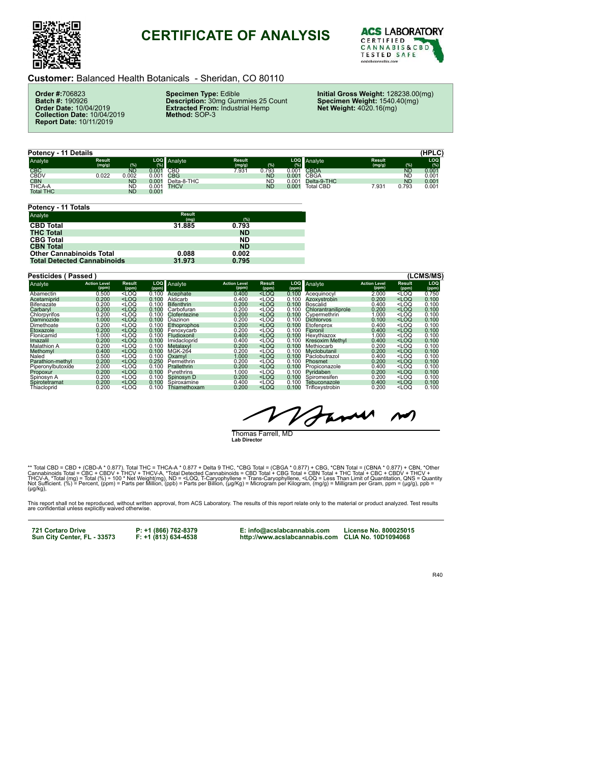# CERTIFICATE OF ANALYSIS

ACS LABORATORY
CERTIFIED CANNABIS & CBD TESTED SAFE

**Customer:** Balanced Health Botanicals - Sheridan, CO 80110

**Order #:** 706823
**Batch #:** 190926
**Order Date:** 10/04/2019
**Collection Date:** 10/04/2019
**Report Date:** 10/11/2019

**Specimen Type:** Edible
**Description:** 30mg Gummies 25 Count
**Extracted From:** Industrial Hemp
**Method:** SOP-3

**Initial Gross Weight:** 128238.00(mg)
**Specimen Weight:** 1540.40(mg)
**Net Weight:** 4020.16(mg)

## Potency - 11 Details (HPLC)

| Analyte | Result (mg/g) | (%) | LOQ (%) | Analyte | Result (mg/g) | (%) | LOQ (%) | Analyte | Result (mg/g) | (%) | LOQ (%) |
|---|---|---|---|---|---|---|---|---|---|---|---|
| CBC | | ND | 0.001 | CBD | 7.931 | 0.793 | 0.001 | CBDA | | ND | 0.001 |
| CBDV | 0.022 | 0.002 | 0.001 | CBG | | ND | 0.001 | CBGA | | ND | 0.001 |
| CBN | | ND | 0.001 | Delta-8-THC | | ND | 0.001 | Delta-9-THC | | ND | 0.001 |
| THCA-A | | ND | 0.001 | THCV | | ND | 0.001 | Total CBD | 7.931 | 0.793 | 0.001 |
| Total THC | | ND | 0.001 | | | | | | | | |

## Potency - 11 Totals

| Analyte | Result (mg) | (%) |
|---|---|---|
| **CBD Total** | **31.885** | **0.793** |
| **THC Total** | | **ND** |
| **CBG Total** | | **ND** |
| **CBN Total** | | **ND** |
| **Other Cannabinoids Total** | **0.088** | **0.002** |
| **Total Detected Cannabinoids** | **31.973** | **0.795** |

## Pesticides ( Passed ) (LCMS/MS)

| Analyte | Action Level (ppm) | Result (ppm) | LOQ (ppm) | Analyte | Action Level (ppm) | Result (ppm) | LOQ (ppm) | Analyte | Action Level (ppm) | Result (ppm) | LOQ (ppm) |
|---|---|---|---|---|---|---|---|---|---|---|---|
| Abamectin | 0.500 | <LOQ | 0.100 | Acephate | 0.400 | <LOQ | 0.100 | Acequinocyl | 2.000 | <LOQ | 0.750 |
| Acetamiprid | 0.200 | <LOQ | 0.100 | Aldicarb | 0.400 | <LOQ | 0.100 | Azoxystrobin | 0.200 | <LOQ | 0.100 |
| Bifenazate | 0.200 | <LOQ | 0.100 | Bifenthrin | 0.200 | <LOQ | 0.100 | Boscalid | 0.400 | <LOQ | 0.100 |
| Carbaryl | 0.200 | <LOQ | 0.100 | Carbofuran | 0.200 | <LOQ | 0.100 | Chlorantraniliprole | 0.200 | <LOQ | 0.100 |
| Chlorpyrifos | 0.200 | <LOQ | 0.100 | Clofentezine | 0.200 | <LOQ | 0.100 | Cypermethrin | 1.000 | <LOQ | 0.100 |
| Daminozide | 1.000 | <LOQ | 0.100 | Diazinon | 0.200 | <LOQ | 0.100 | Dichlorvos | 0.100 | <LOQ | 0.100 |
| Dimethoate | 0.200 | <LOQ | 0.100 | Ethoprophos | 0.200 | <LOQ | 0.100 | Etofenprox | 0.400 | <LOQ | 0.100 |
| Etoxazole | 0.200 | <LOQ | 0.100 | Fenoxycarb | 0.200 | <LOQ | 0.100 | Fipronil | 0.400 | <LOQ | 0.100 |
| Flonicamid | 1.000 | <LOQ | 0.100 | Fludioxonil | 0.400 | <LOQ | 0.100 | Hexythiazox | 1.000 | <LOQ | 0.100 |
| Imazalil | 0.200 | <LOQ | 0.100 | Imidacloprid | 0.400 | <LOQ | 0.100 | Kresoxim Methyl | 0.400 | <LOQ | 0.100 |
| Malathion A | 0.200 | <LOQ | 0.100 | Metalaxyl | 0.200 | <LOQ | 0.100 | Methiocarb | 0.200 | <LOQ | 0.100 |
| Methomyl | 0.400 | <LOQ | 0.100 | MGK-264 | 0.200 | <LOQ | 0.100 | Myclobutanil | 0.200 | <LOQ | 0.100 |
| Naled | 0.500 | <LOQ | 0.100 | Oxamyl | 1.000 | <LOQ | 0.100 | Paclobutrazol | 0.400 | <LOQ | 0.100 |
| Parathion-methyl | 0.200 | <LOQ | 0.250 | Permethrin | 0.200 | <LOQ | 0.100 | Phosmet | 0.200 | <LOQ | 0.100 |
| Piperonylbutoxide | 2.000 | <LOQ | 0.100 | Prallethrin | 0.200 | <LOQ | 0.100 | Propiconazole | 0.400 | <LOQ | 0.100 |
| Propoxur | 0.200 | <LOQ | 0.100 | Pyrethrins | 1.000 | <LOQ | 0.100 | Pyridaben | 0.200 | <LOQ | 0.100 |
| Spinosyn A | 0.200 | <LOQ | 0.100 | Spinosyn D | 0.200 | <LOQ | 0.100 | Spiromesifen | 0.200 | <LOQ | 0.100 |
| Spirotetramat | 0.200 | <LOQ | 0.100 | Spiroxamine | 0.400 | <LOQ | 0.100 | Tebuconazole | 0.400 | <LOQ | 0.100 |
| Thiacloprid | 0.200 | <LOQ | 0.100 | Thiamethoxam | 0.200 | <LOQ | 0.100 | Trifloxystrobin | 0.200 | <LOQ | 0.100 |

Thomas Farrell, MD
**Lab Director**

** Total CBD = CBD + (CBD-A * 0.877). Total THC = THCA-A * 0.877 + Delta 9 THC, *CBG Total = (CBGA * 0.877) + CBG, *CBN Total = (CBNA * 0.877) + CBN, *Other Cannabinoids Total = CBC + CBDV + THCV + THCV-A, *Total Detected Cannabinoids = CBD Total + CBG Total + CBN Total + THC Total + CBC + CBDV + THCV + THCV-A, *Total (mg) = Total (%) ÷ 100 * Net Weight(mg), ND = <LOQ, T-Caryophyllene = Trans-Caryophyllene, <LOQ = Less Than Limit of Quantitation, QNS = Quantity Not Sufficient. (%) = Percent, (ppm) = Parts per Million, (ppb) = Parts per Billion, (μg/Kg) = Microgram per Kilogram, (mg/g) = Milligram per Gram, ppm = (μg/g), ppb = (μg/kg),

This report shall not be reproduced, without written approval, from ACS Laboratory. The results of this report relate only to the material or product analyzed. Test results are confidential unless explicitly waived otherwise.

**721 Cortaro Drive**
**Sun City Center, FL - 33573**

**P: +1 (866) 762-8379**
**F: +1 (813) 634-4538**

**E: info@acslabcannabis.com**
**http://www.acslabcannabis.com**

**License No. 800025015**
**CLIA No. 10D1094068**

R40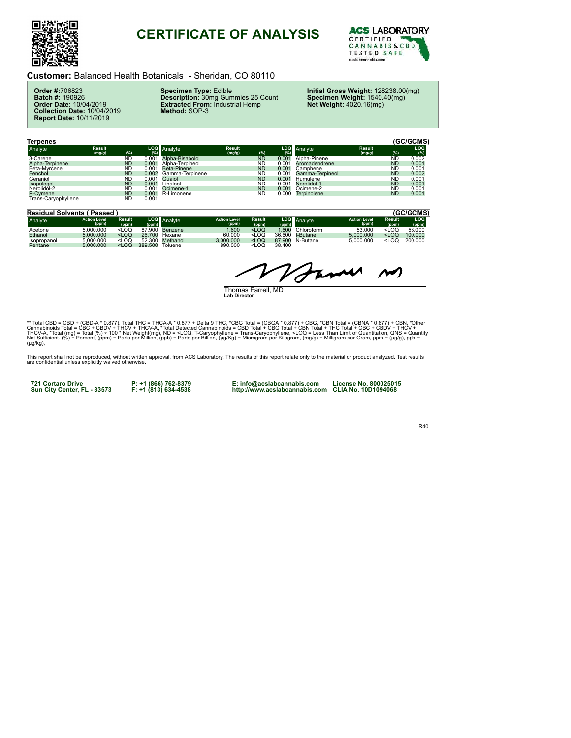# CERTIFICATE OF ANALYSIS

ACS LABORATORY CERTIFIED CANNABIS & CBD TESTED SAFE

## Customer: Balanced Health Botanicals - Sheridan, CO 80110

**Order #:** 706823
**Batch #:** 190926
**Order Date:** 10/04/2019
**Collection Date:** 10/04/2019
**Report Date:** 10/11/2019

**Specimen Type:** Edible
**Description:** 30mg Gummies 25 Count
**Extracted From:** Industrial Hemp
**Method:** SOP-3

**Initial Gross Weight:** 128238.00(mg)
**Specimen Weight:** 1540.40(mg)
**Net Weight:** 4020.16(mg)

### Terpenes (GC/GCMS)

| Analyte | Result (mg/g) | (%) | LOQ (%) | Analyte | Result (mg/g) | (%) | LOQ (%) | Analyte | Result (mg/g) | (%) | LOQ (%) |
|---|---|---|---|---|---|---|---|---|---|---|---|
| 3-Carene | | ND | 0.001 | Alpha-Bisabolol | | ND | 0.001 | Alpha-Pinene | | ND | 0.002 |
| Alpha-Terpinene | | ND | 0.001 | Alpha-Terpineol | | ND | 0.001 | Aromadendrene | | ND | 0.001 |
| Beta-Myrcene | | ND | 0.001 | Beta-Pinene | | ND | 0.001 | Camphene | | ND | 0.001 |
| Fenchol | | ND | 0.002 | Gamma-Terpinene | | ND | 0.001 | Gamma-Terpineol | | ND | 0.002 |
| Geraniol | | ND | 0.001 | Guaiol | | ND | 0.001 | Humulene | | ND | 0.001 |
| Isopulegol | | ND | 0.001 | Linalool | | ND | 0.001 | Nerolidol-1 | | ND | 0.001 |
| Nerolidol-2 | | ND | 0.001 | Ocimene-1 | | ND | 0.001 | Ocimene-2 | | ND | 0.001 |
| P-Cymene | | ND | 0.001 | R-Limonene | | ND | 0.000 | Terpinolene | | ND | 0.001 |
| Trans-Caryophyllene | | ND | 0.001 | | | | | | | | |

### Residual Solvents ( Passed ) (GC/GCMS)

| Analyte | Action Level (ppm) | Result (ppm) | LOQ (ppm) | Analyte | Action Level (ppm) | Result (ppm) | LOQ (ppm) | Analyte | Action Level (ppm) | Result (ppm) | LOQ (ppm) |
|---|---|---|---|---|---|---|---|---|---|---|---|
| Acetone | 5,000.000 | <LOQ | 87.900 | Benzene | 1.600 | <LOQ | 1.600 | Chloroform | 53.000 | <LOQ | 53.000 |
| Ethanol | 5,000.000 | <LOQ | 26.700 | Hexane | 60.000 | <LOQ | 36.600 | I-Butane | 5,000.000 | <LOQ | 100.000 |
| Isopropanol | 5,000.000 | <LOQ | 52.300 | Methanol | 3,000.000 | <LOQ | 87.900 | N-Butane | 5,000.000 | <LOQ | 200.000 |
| Pentane | 5,000.000 | <LOQ | 389.500 | Toluene | 890.000 | <LOQ | 38.400 | | | | |

Thomas Farrell, MD
**Lab Director**

** Total CBD = CBD + (CBD-A * 0.877), Total THC = THCA-A * 0.877 + Delta 9 THC, *CBG Total = (CBGA * 0.877) + CBG, *CBN Total = (CBNA * 0.877) + CBN, *Other Cannabinoids Total = CBC + CBDV + THCV + THCV-A, *Total Detected Cannabinoids = CBD Total + CBG Total + CBN Total + THC Total + CBC + CBDV + THCV + THCV-A, *Total (mg) = Total (%) ÷ 100 * Net Weight(mg), ND = <LOQ, T-Caryophyllene = Trans-Caryophyllene, <LOQ = Less Than Limit of Quantitation, QNS = Quantity Not Sufficient. (%) = Percent, (ppm) = Parts per Million, (ppb) = Parts per Billion, (µg/Kg) = Microgram per Kilogram, (mg/g) = Milligram per Gram, ppm = (µg/g), ppb = (µg/kg),

This report shall not be reproduced, without written approval, from ACS Laboratory. The results of this report relate only to the material or product analyzed. Test results are confidential unless explicitly waived otherwise.

**721 Cortaro Drive**
**Sun City Center, FL - 33573**

**P: +1 (866) 762-8379**
**F: +1 (813) 634-4538**

**E: info@acslabcannabis.com**
**http://www.acslabcannabis.com**

**License No. 800025015**
**CLIA No. 10D1094068**

R40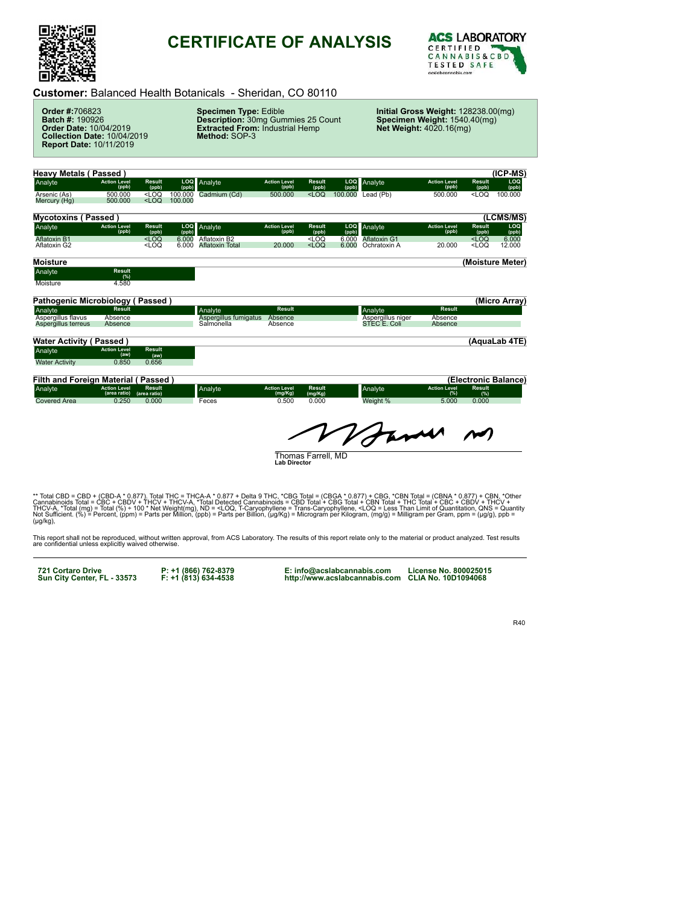# CERTIFICATE OF ANALYSIS

ACS LABORATORY
CERTIFIED CANNABIS & CBD TESTED SAFE
acslabcannabis.com

**Customer:** Balanced Health Botanicals - Sheridan, CO 80110

**Order #:** 706823
**Batch #:** 190926
**Order Date:** 10/04/2019
**Collection Date:** 10/04/2019
**Report Date:** 10/11/2019

**Specimen Type:** Edible
**Description:** 30mg Gummies 25 Count
**Extracted From:** Industrial Hemp
**Method:** SOP-3

**Initial Gross Weight:** 128238.00(mg)
**Specimen Weight:** 1540.40(mg)
**Net Weight:** 4020.16(mg)

## Heavy Metals ( Passed ) (ICP-MS)

| Analyte | Action Level (ppb) | Result (ppb) | LOQ (ppb) | Analyte | Action Level (ppb) | Result (ppb) | LOQ (ppb) | Analyte | Action Level (ppb) | Result (ppb) | LOQ (ppb) |
|---|---|---|---|---|---|---|---|---|---|---|---|
| Arsenic (As) | 500.000 | <LOQ | 100.000 | Cadmium (Cd) | 500.000 | <LOQ | 100.000 | Lead (Pb) | 500.000 | <LOQ | 100.000 |
| Mercury (Hg) | 500.000 | <LOQ | 100.000 | | | | | | | | |

## Mycotoxins ( Passed ) (LCMS/MS)

| Analyte | Action Level (ppb) | Result (ppb) | LOQ (ppb) | Analyte | Action Level (ppb) | Result (ppb) | LOQ (ppb) | Analyte | Action Level (ppb) | Result (ppb) | LOQ (ppb) |
|---|---|---|---|---|---|---|---|---|---|---|---|
| Aflatoxin B1 | | <LOQ | 6.000 | Aflatoxin B2 | | <LOQ | 6.000 | Aflatoxin G1 | | <LOQ | 6.000 |
| Aflatoxin G2 | | <LOQ | 6.000 | Aflatoxin Total | 20.000 | <LOQ | 6.000 | Ochratoxin A | 20.000 | <LOQ | 12.000 |

## Moisture (Moisture Meter)

| Analyte | Result (%) |
|---|---|
| Moisture | 4.580 |

## Pathogenic Microbiology ( Passed ) (Micro Array)

| Analyte | Result | Analyte | Result | Analyte | Result |
|---|---|---|---|---|---|
| Aspergillus flavus | Absence | Aspergillus fumigatus | Absence | Aspergillus niger | Absence |
| Aspergillus terreus | Absence | Salmonella | Absence | STEC E. Coli | Absence |

## Water Activity ( Passed ) (AquaLab 4TE)

| Analyte | Action Level (aw) | Result (aw) |
|---|---|---|
| Water Activity | 0.850 | 0.656 |

## Filth and Foreign Material ( Passed ) (Electronic Balance)

| Analyte | Action Level (area ratio) | Result (area ratio) | Analyte | Action Level (mg/Kg) | Result (mg/Kg) | Analyte | Action Level (%) | Result (%) |
|---|---|---|---|---|---|---|---|---|
| Covered Area | 0.250 | 0.000 | Feces | 0.500 | 0.000 | Weight % | 5.000 | 0.000 |

Thomas Farrell, MD
**Lab Director**

** Total CBD = CBD + (CBD-A * 0.877), Total THC = THCA-A * 0.877 + Delta 9 THC, *CBG Total = (CBGA * 0.877) + CBG, *CBN Total = (CBNA * 0.877) + CBN, *Other Cannabinoids Total = CBC + CBDV + THCV + THCV-A, *Total Detected Cannabinoids = CBD Total + CBG Total + CBN Total + THC Total + CBC + CBDV + THCV + THCV-A, *Total (mg) = Total (%) ÷ 100 * Net Weight(mg), ND = <LOQ, T-Caryophyllene = Trans-Caryophyllene, <LOQ = Less Than Limit of Quantitation, QNS = Quantity Not Sufficient. (%) = Percent, (ppm) = Parts per Million, (ppb) = Parts per Billion, (µg/Kg) = Microgram per Kilogram, (mg/g) = Milligram per Gram, ppm = (µg/g), ppb = (µg/kg),

This report shall not be reproduced, without written approval, from ACS Laboratory. The results of this report relate only to the material or product analyzed. Test results are confidential unless explicitly waived otherwise.

**721 Cortaro Drive**
**Sun City Center, FL - 33573**

**P: +1 (866) 762-8379**
**F: +1 (813) 634-4538**

**E: info@acslabcannabis.com**
**http://www.acslabcannabis.com**

**License No. 800025015**
**CLIA No. 10D1094068**

R40